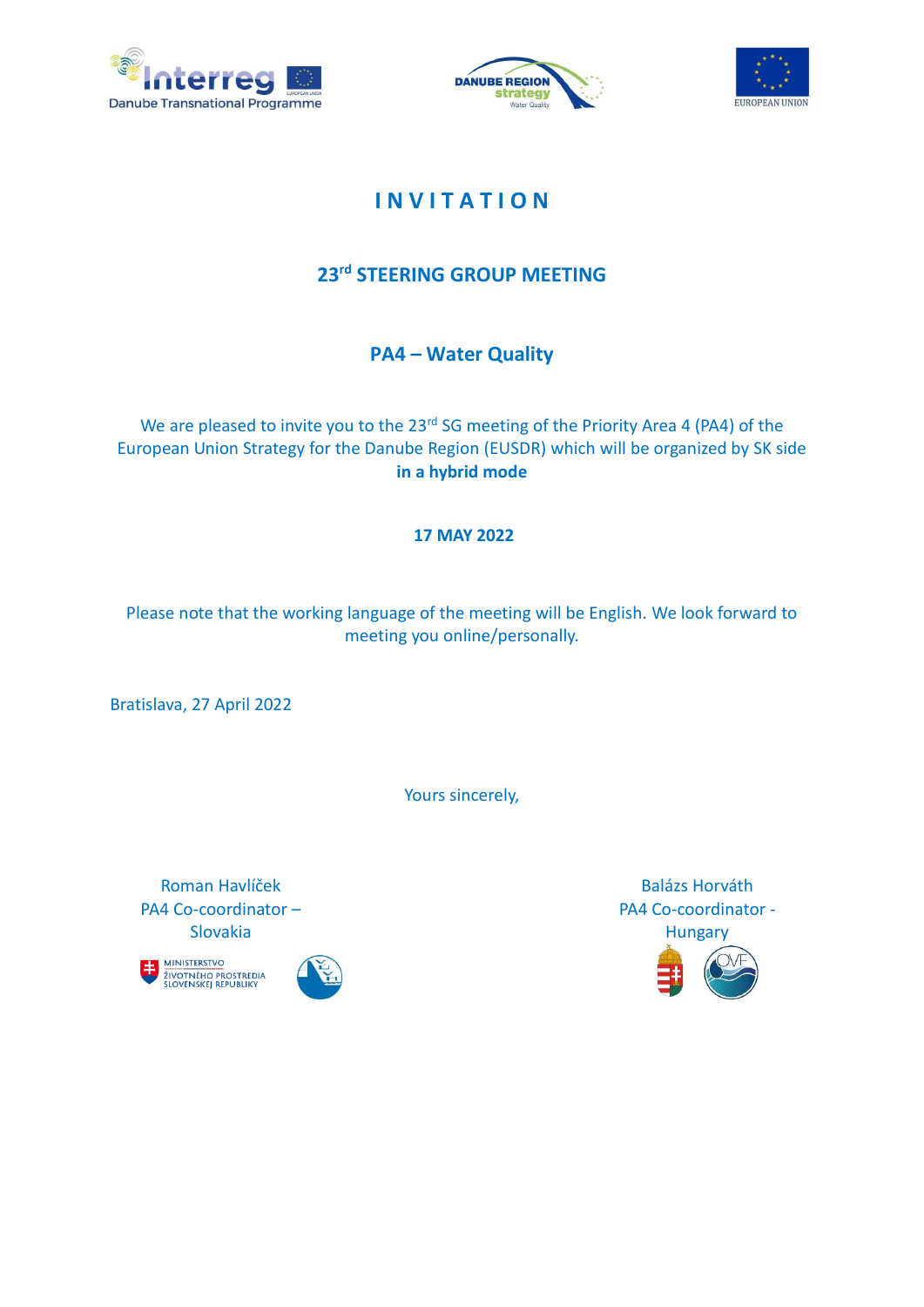# INVITATION

## 23rd STEERING GROUP MEETING

## PA4 – Water Quality

We are pleased to invite you to the 23rd SG meeting of the Priority Area 4 (PA4) of the European Union Strategy for the Danube Region (EUSDR) which will be organized by SK side **in a hybrid mode**

**17 MAY 2022**

Please note that the working language of the meeting will be English. We look forward to meeting you online/personally.

Bratislava, 27 April 2022

Yours sincerely,

Roman Havlíček
PA4 Co-coordinator – Slovakia

Balázs Horváth
PA4 Co-coordinator - Hungary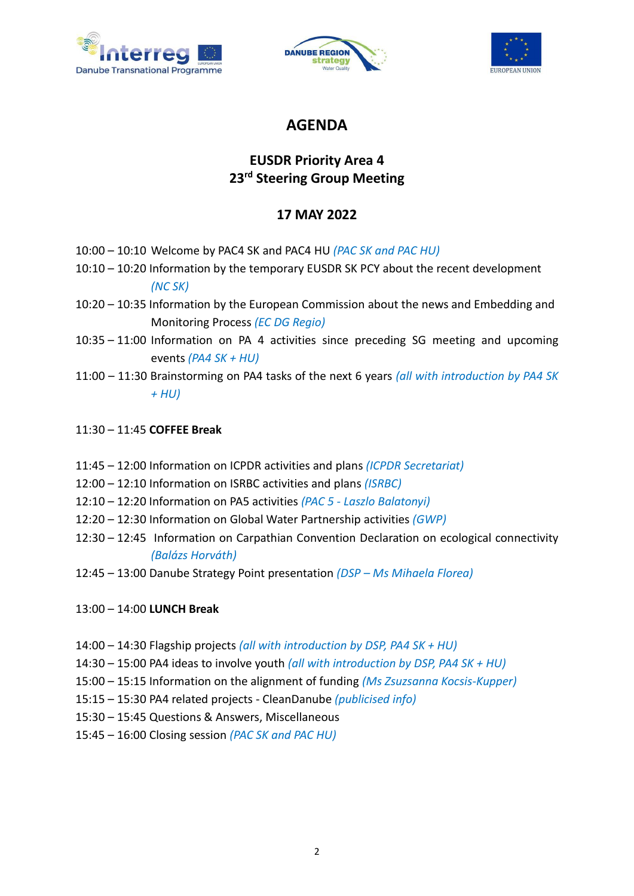# AGENDA

## EUSDR Priority Area 4
## 23rd Steering Group Meeting

## 17 MAY 2022

10:00 – 10:10 Welcome by PAC4 SK and PAC4 HU *(PAC SK and PAC HU)*

10:10 – 10:20 Information by the temporary EUSDR SK PCY about the recent development *(NC SK)*

10:20 – 10:35 Information by the European Commission about the news and Embedding and Monitoring Process *(EC DG Regio)*

10:35 – 11:00 Information on PA 4 activities since preceding SG meeting and upcoming events *(PA4 SK + HU)*

11:00 – 11:30 Brainstorming on PA4 tasks of the next 6 years *(all with introduction by PA4 SK + HU)*

11:30 – 11:45 **COFFEE Break**

11:45 – 12:00 Information on ICPDR activities and plans *(ICPDR Secretariat)*

12:00 – 12:10 Information on ISRBC activities and plans *(ISRBC)*

12:10 – 12:20 Information on PA5 activities *(PAC 5 - Laszlo Balatonyi)*

12:20 – 12:30 Information on Global Water Partnership activities *(GWP)*

12:30 – 12:45 Information on Carpathian Convention Declaration on ecological connectivity *(Balázs Horváth)*

12:45 – 13:00 Danube Strategy Point presentation *(DSP – Ms Mihaela Florea)*

13:00 – 14:00 **LUNCH Break**

14:00 – 14:30 Flagship projects *(all with introduction by DSP, PA4 SK + HU)*

14:30 – 15:00 PA4 ideas to involve youth *(all with introduction by DSP, PA4 SK + HU)*

15:00 – 15:15 Information on the alignment of funding *(Ms Zsuzsanna Kocsis-Kupper)*

15:15 – 15:30 PA4 related projects - CleanDanube *(publicised info)*

15:30 – 15:45 Questions & Answers, Miscellaneous

15:45 – 16:00 Closing session *(PAC SK and PAC HU)*